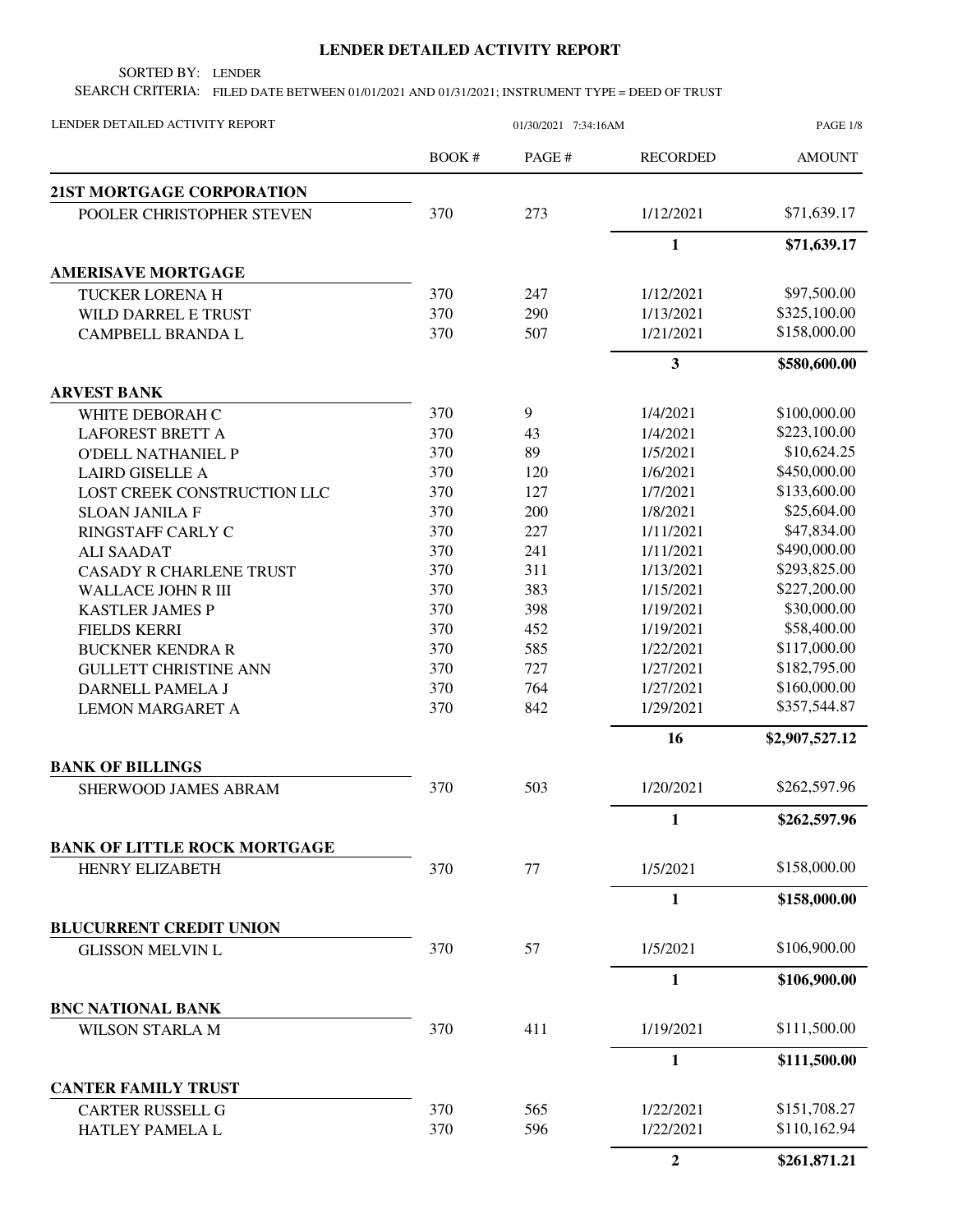# LENDER DETAILED ACTIVITY REPORT

SORTED BY: LENDER

SEARCH CRITERIA: FILED DATE BETWEEN 01/01/2021 AND 01/31/2021; INSTRUMENT TYPE = DEED OF TRUST

LENDER DETAILED ACTIVITY REPORT 01/30/2021 7:34:16AM

| | BOOK # | PAGE # | RECORDED | AMOUNT |
|---|---|---|---|---|
| **21ST MORTGAGE CORPORATION** | | | | |
| POOLER CHRISTOPHER STEVEN | 370 | 273 | 1/12/2021 | $71,639.17 |
| | | | **1** | **$71,639.17** |
| **AMERISAVE MORTGAGE** | | | | |
| TUCKER LORENA H | 370 | 247 | 1/12/2021 | $97,500.00 |
| WILD DARREL E TRUST | 370 | 290 | 1/13/2021 | $325,100.00 |
| CAMPBELL BRANDA L | 370 | 507 | 1/21/2021 | $158,000.00 |
| | | | **3** | **$580,600.00** |
| **ARVEST BANK** | | | | |
| WHITE DEBORAH C | 370 | 9 | 1/4/2021 | $100,000.00 |
| LAFOREST BRETT A | 370 | 43 | 1/4/2021 | $223,100.00 |
| O'DELL NATHANIEL P | 370 | 89 | 1/5/2021 | $10,624.25 |
| LAIRD GISELLE A | 370 | 120 | 1/6/2021 | $450,000.00 |
| LOST CREEK CONSTRUCTION LLC | 370 | 127 | 1/7/2021 | $133,600.00 |
| SLOAN JANILA F | 370 | 200 | 1/8/2021 | $25,604.00 |
| RINGSTAFF CARLY C | 370 | 227 | 1/11/2021 | $47,834.00 |
| ALI SAADAT | 370 | 241 | 1/11/2021 | $490,000.00 |
| CASADY R CHARLENE TRUST | 370 | 311 | 1/13/2021 | $293,825.00 |
| WALLACE JOHN R III | 370 | 383 | 1/15/2021 | $227,200.00 |
| KASTLER JAMES P | 370 | 398 | 1/19/2021 | $30,000.00 |
| FIELDS KERRI | 370 | 452 | 1/19/2021 | $58,400.00 |
| BUCKNER KENDRA R | 370 | 585 | 1/22/2021 | $117,000.00 |
| GULLETT CHRISTINE ANN | 370 | 727 | 1/27/2021 | $182,795.00 |
| DARNELL PAMELA J | 370 | 764 | 1/27/2021 | $160,000.00 |
| LEMON MARGARET A | 370 | 842 | 1/29/2021 | $357,544.87 |
| | | | **16** | **$2,907,527.12** |
| **BANK OF BILLINGS** | | | | |
| SHERWOOD JAMES ABRAM | 370 | 503 | 1/20/2021 | $262,597.96 |
| | | | **1** | **$262,597.96** |
| **BANK OF LITTLE ROCK MORTGAGE** | | | | |
| HENRY ELIZABETH | 370 | 77 | 1/5/2021 | $158,000.00 |
| | | | **1** | **$158,000.00** |
| **BLUCURRENT CREDIT UNION** | | | | |
| GLISSON MELVIN L | 370 | 57 | 1/5/2021 | $106,900.00 |
| | | | **1** | **$106,900.00** |
| **BNC NATIONAL BANK** | | | | |
| WILSON STARLA M | 370 | 411 | 1/19/2021 | $111,500.00 |
| | | | **1** | **$111,500.00** |
| **CANTER FAMILY TRUST** | | | | |
| CARTER RUSSELL G | 370 | 565 | 1/22/2021 | $151,708.27 |
| HATLEY PAMELA L | 370 | 596 | 1/22/2021 | $110,162.94 |
| | | | **2** | **$261,871.21** |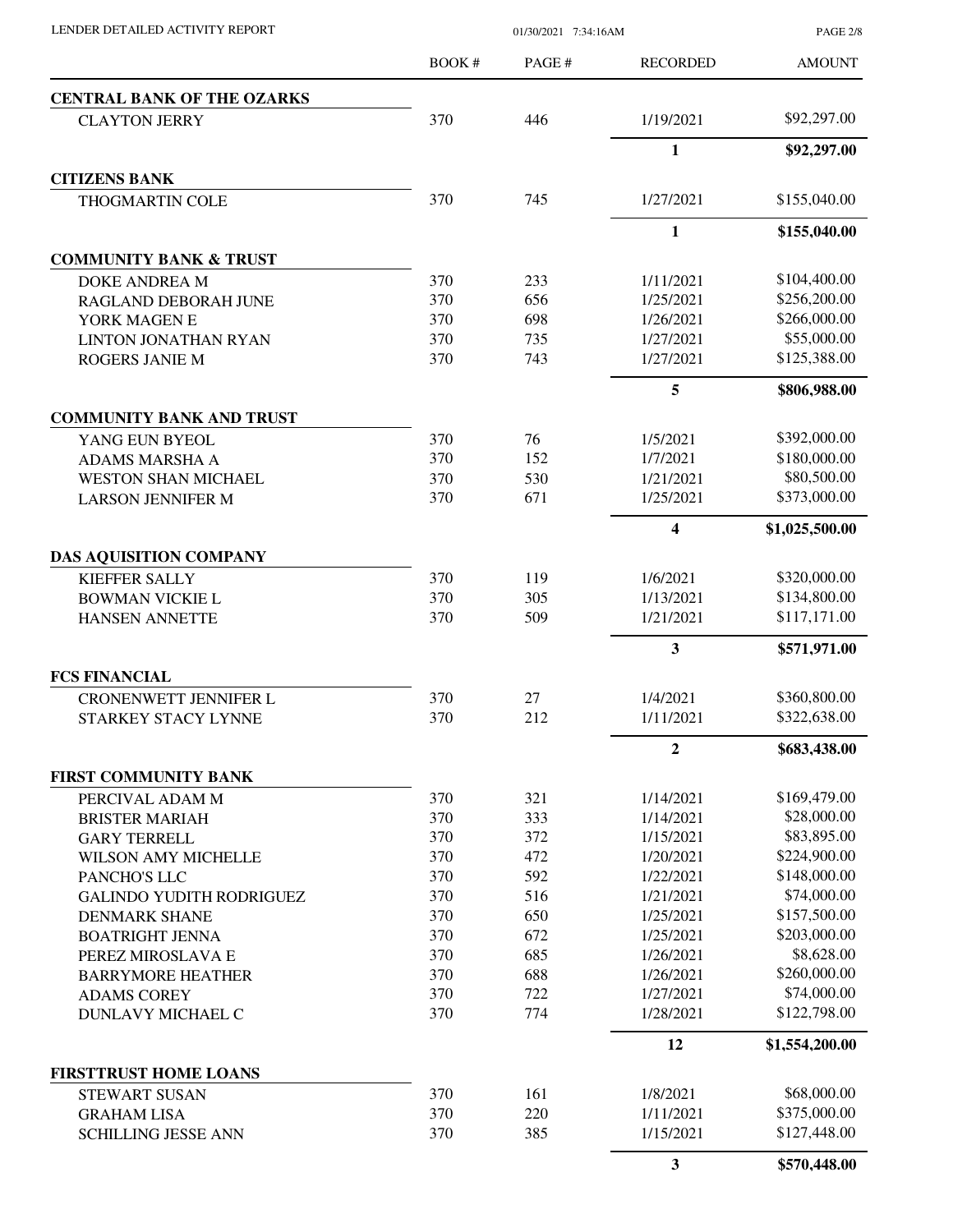| | BOOK # | PAGE # | RECORDED | AMOUNT |
|---|---|---|---|---|
| **CENTRAL BANK OF THE OZARKS** | | | | |
| CLAYTON JERRY | 370 | 446 | 1/19/2021 | $92,297.00 |
| | | | **1** | **$92,297.00** |
| **CITIZENS BANK** | | | | |
| THOGMARTIN COLE | 370 | 745 | 1/27/2021 | $155,040.00 |
| | | | **1** | **$155,040.00** |
| **COMMUNITY BANK & TRUST** | | | | |
| DOKE ANDREA M | 370 | 233 | 1/11/2021 | $104,400.00 |
| RAGLAND DEBORAH JUNE | 370 | 656 | 1/25/2021 | $256,200.00 |
| YORK MAGEN E | 370 | 698 | 1/26/2021 | $266,000.00 |
| LINTON JONATHAN RYAN | 370 | 735 | 1/27/2021 | $55,000.00 |
| ROGERS JANIE M | 370 | 743 | 1/27/2021 | $125,388.00 |
| | | | **5** | **$806,988.00** |
| **COMMUNITY BANK AND TRUST** | | | | |
| YANG EUN BYEOL | 370 | 76 | 1/5/2021 | $392,000.00 |
| ADAMS MARSHA A | 370 | 152 | 1/7/2021 | $180,000.00 |
| WESTON SHAN MICHAEL | 370 | 530 | 1/21/2021 | $80,500.00 |
| LARSON JENNIFER M | 370 | 671 | 1/25/2021 | $373,000.00 |
| | | | **4** | **$1,025,500.00** |
| **DAS AQUISITION COMPANY** | | | | |
| KIEFFER SALLY | 370 | 119 | 1/6/2021 | $320,000.00 |
| BOWMAN VICKIE L | 370 | 305 | 1/13/2021 | $134,800.00 |
| HANSEN ANNETTE | 370 | 509 | 1/21/2021 | $117,171.00 |
| | | | **3** | **$571,971.00** |
| **FCS FINANCIAL** | | | | |
| CRONENWETT JENNIFER L | 370 | 27 | 1/4/2021 | $360,800.00 |
| STARKEY STACY LYNNE | 370 | 212 | 1/11/2021 | $322,638.00 |
| | | | **2** | **$683,438.00** |
| **FIRST COMMUNITY BANK** | | | | |
| PERCIVAL ADAM M | 370 | 321 | 1/14/2021 | $169,479.00 |
| BRISTER MARIAH | 370 | 333 | 1/14/2021 | $28,000.00 |
| GARY TERRELL | 370 | 372 | 1/15/2021 | $83,895.00 |
| WILSON AMY MICHELLE | 370 | 472 | 1/20/2021 | $224,900.00 |
| PANCHO'S LLC | 370 | 592 | 1/22/2021 | $148,000.00 |
| GALINDO YUDITH RODRIGUEZ | 370 | 516 | 1/21/2021 | $74,000.00 |
| DENMARK SHANE | 370 | 650 | 1/25/2021 | $157,500.00 |
| BOATRIGHT JENNA | 370 | 672 | 1/25/2021 | $203,000.00 |
| PEREZ MIROSLAVA E | 370 | 685 | 1/26/2021 | $8,628.00 |
| BARRYMORE HEATHER | 370 | 688 | 1/26/2021 | $260,000.00 |
| ADAMS COREY | 370 | 722 | 1/27/2021 | $74,000.00 |
| DUNLAVY MICHAEL C | 370 | 774 | 1/28/2021 | $122,798.00 |
| | | | **12** | **$1,554,200.00** |
| **FIRSTTRUST HOME LOANS** | | | | |
| STEWART SUSAN | 370 | 161 | 1/8/2021 | $68,000.00 |
| GRAHAM LISA | 370 | 220 | 1/11/2021 | $375,000.00 |
| SCHILLING JESSE ANN | 370 | 385 | 1/15/2021 | $127,448.00 |
| | | | **3** | **$570,448.00** |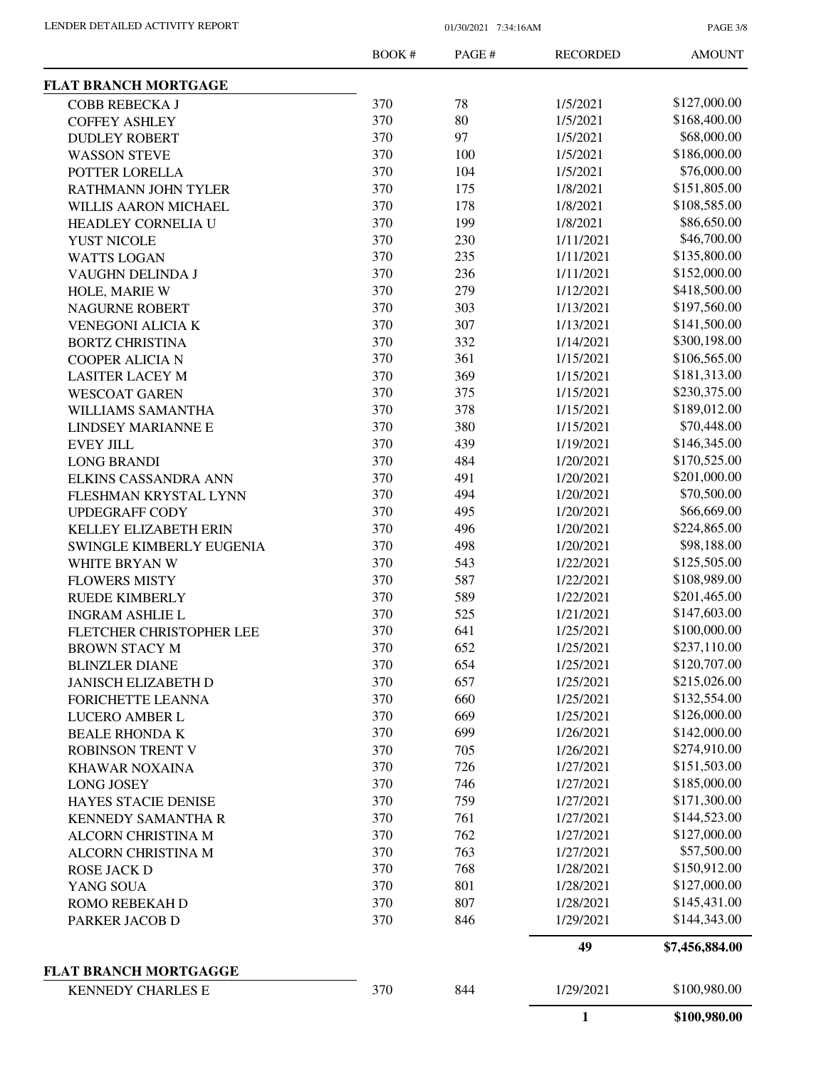| | BOOK # | PAGE # | RECORDED | AMOUNT |
|---|---|---|---|---|
| **FLAT BRANCH MORTGAGE** | | | | |
| COBB REBECKA J | 370 | 78 | 1/5/2021 | \$127,000.00 |
| COFFEY ASHLEY | 370 | 80 | 1/5/2021 | \$168,400.00 |
| DUDLEY ROBERT | 370 | 97 | 1/5/2021 | \$68,000.00 |
| WASSON STEVE | 370 | 100 | 1/5/2021 | \$186,000.00 |
| POTTER LORELLA | 370 | 104 | 1/5/2021 | \$76,000.00 |
| RATHMANN JOHN TYLER | 370 | 175 | 1/8/2021 | \$151,805.00 |
| WILLIS AARON MICHAEL | 370 | 178 | 1/8/2021 | \$108,585.00 |
| HEADLEY CORNELIA U | 370 | 199 | 1/8/2021 | \$86,650.00 |
| YUST NICOLE | 370 | 230 | 1/11/2021 | \$46,700.00 |
| WATTS LOGAN | 370 | 235 | 1/11/2021 | \$135,800.00 |
| VAUGHN DELINDA J | 370 | 236 | 1/11/2021 | \$152,000.00 |
| HOLE, MARIE W | 370 | 279 | 1/12/2021 | \$418,500.00 |
| NAGURNE ROBERT | 370 | 303 | 1/13/2021 | \$197,560.00 |
| VENEGONI ALICIA K | 370 | 307 | 1/13/2021 | \$141,500.00 |
| BORTZ CHRISTINA | 370 | 332 | 1/14/2021 | \$300,198.00 |
| COOPER ALICIA N | 370 | 361 | 1/15/2021 | \$106,565.00 |
| LASITER LACEY M | 370 | 369 | 1/15/2021 | \$181,313.00 |
| WESCOAT GAREN | 370 | 375 | 1/15/2021 | \$230,375.00 |
| WILLIAMS SAMANTHA | 370 | 378 | 1/15/2021 | \$189,012.00 |
| LINDSEY MARIANNE E | 370 | 380 | 1/15/2021 | \$70,448.00 |
| EVEY JILL | 370 | 439 | 1/19/2021 | \$146,345.00 |
| LONG BRANDI | 370 | 484 | 1/20/2021 | \$170,525.00 |
| ELKINS CASSANDRA ANN | 370 | 491 | 1/20/2021 | \$201,000.00 |
| FLESHMAN KRYSTAL LYNN | 370 | 494 | 1/20/2021 | \$70,500.00 |
| UPDEGRAFF CODY | 370 | 495 | 1/20/2021 | \$66,669.00 |
| KELLEY ELIZABETH ERIN | 370 | 496 | 1/20/2021 | \$224,865.00 |
| SWINGLE KIMBERLY EUGENIA | 370 | 498 | 1/20/2021 | \$98,188.00 |
| WHITE BRYAN W | 370 | 543 | 1/22/2021 | \$125,505.00 |
| FLOWERS MISTY | 370 | 587 | 1/22/2021 | \$108,989.00 |
| RUEDE KIMBERLY | 370 | 589 | 1/22/2021 | \$201,465.00 |
| INGRAM ASHLIE L | 370 | 525 | 1/21/2021 | \$147,603.00 |
| FLETCHER CHRISTOPHER LEE | 370 | 641 | 1/25/2021 | \$100,000.00 |
| BROWN STACY M | 370 | 652 | 1/25/2021 | \$237,110.00 |
| BLINZLER DIANE | 370 | 654 | 1/25/2021 | \$120,707.00 |
| JANISCH ELIZABETH D | 370 | 657 | 1/25/2021 | \$215,026.00 |
| FORICHETTE LEANNA | 370 | 660 | 1/25/2021 | \$132,554.00 |
| LUCERO AMBER L | 370 | 669 | 1/25/2021 | \$126,000.00 |
| BEALE RHONDA K | 370 | 699 | 1/26/2021 | \$142,000.00 |
| ROBINSON TRENT V | 370 | 705 | 1/26/2021 | \$274,910.00 |
| KHAWAR NOXAINA | 370 | 726 | 1/27/2021 | \$151,503.00 |
| LONG JOSEY | 370 | 746 | 1/27/2021 | \$185,000.00 |
| HAYES STACIE DENISE | 370 | 759 | 1/27/2021 | \$171,300.00 |
| KENNEDY SAMANTHA R | 370 | 761 | 1/27/2021 | \$144,523.00 |
| ALCORN CHRISTINA M | 370 | 762 | 1/27/2021 | \$127,000.00 |
| ALCORN CHRISTINA M | 370 | 763 | 1/27/2021 | \$57,500.00 |
| ROSE JACK D | 370 | 768 | 1/28/2021 | \$150,912.00 |
| YANG SOUA | 370 | 801 | 1/28/2021 | \$127,000.00 |
| ROMO REBEKAH D | 370 | 807 | 1/28/2021 | \$145,431.00 |
| PARKER JACOB D | 370 | 846 | 1/29/2021 | \$144,343.00 |
| | | | **49** | **\$7,456,884.00** |
| **FLAT BRANCH MORTGAGGE** | | | | |
| KENNEDY CHARLES E | 370 | 844 | 1/29/2021 | \$100,980.00 |
| | | | **1** | **\$100,980.00** |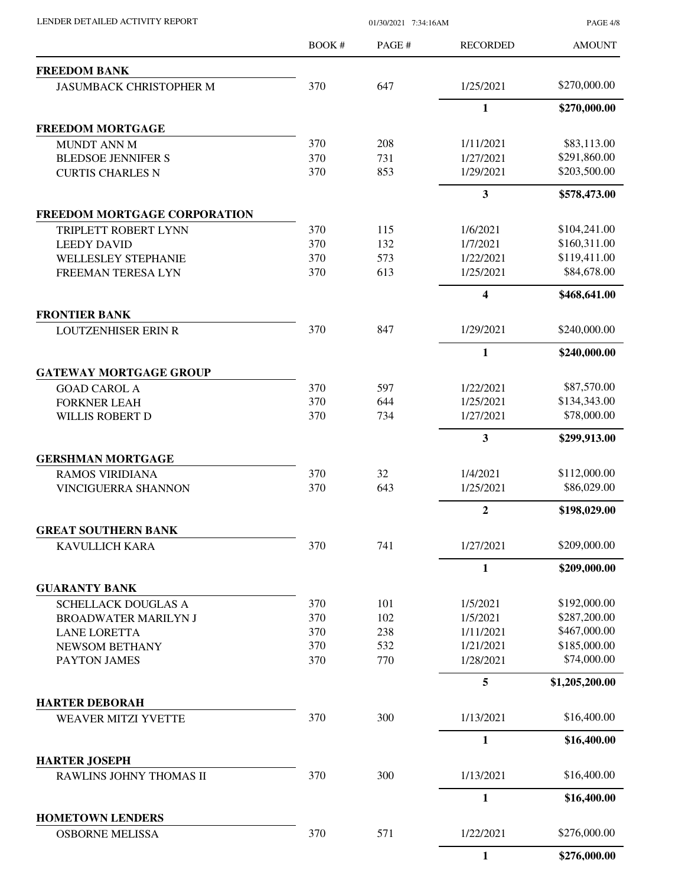| | BOOK # | PAGE # | RECORDED | AMOUNT |
|---|---|---|---|---|
| **FREEDOM BANK** | | | | |
| JASUMBACK CHRISTOPHER M | 370 | 647 | 1/25/2021 | $270,000.00 |
| | | | **1** | **$270,000.00** |
| **FREEDOM MORTGAGE** | | | | |
| MUNDT ANN M | 370 | 208 | 1/11/2021 | $83,113.00 |
| BLEDSOE JENNIFER S | 370 | 731 | 1/27/2021 | $291,860.00 |
| CURTIS CHARLES N | 370 | 853 | 1/29/2021 | $203,500.00 |
| | | | **3** | **$578,473.00** |
| **FREEDOM MORTGAGE CORPORATION** | | | | |
| TRIPLETT ROBERT LYNN | 370 | 115 | 1/6/2021 | $104,241.00 |
| LEEDY DAVID | 370 | 132 | 1/7/2021 | $160,311.00 |
| WELLESLEY STEPHANIE | 370 | 573 | 1/22/2021 | $119,411.00 |
| FREEMAN TERESA LYN | 370 | 613 | 1/25/2021 | $84,678.00 |
| | | | **4** | **$468,641.00** |
| **FRONTIER BANK** | | | | |
| LOUTZENHISER ERIN R | 370 | 847 | 1/29/2021 | $240,000.00 |
| | | | **1** | **$240,000.00** |
| **GATEWAY MORTGAGE GROUP** | | | | |
| GOAD CAROL A | 370 | 597 | 1/22/2021 | $87,570.00 |
| FORKNER LEAH | 370 | 644 | 1/25/2021 | $134,343.00 |
| WILLIS ROBERT D | 370 | 734 | 1/27/2021 | $78,000.00 |
| | | | **3** | **$299,913.00** |
| **GERSHMAN MORTGAGE** | | | | |
| RAMOS VIRIDIANA | 370 | 32 | 1/4/2021 | $112,000.00 |
| VINCIGUERRA SHANNON | 370 | 643 | 1/25/2021 | $86,029.00 |
| | | | **2** | **$198,029.00** |
| **GREAT SOUTHERN BANK** | | | | |
| KAVULLICH KARA | 370 | 741 | 1/27/2021 | $209,000.00 |
| | | | **1** | **$209,000.00** |
| **GUARANTY BANK** | | | | |
| SCHELLACK DOUGLAS A | 370 | 101 | 1/5/2021 | $192,000.00 |
| BROADWATER MARILYN J | 370 | 102 | 1/5/2021 | $287,200.00 |
| LANE LORETTA | 370 | 238 | 1/11/2021 | $467,000.00 |
| NEWSOM BETHANY | 370 | 532 | 1/21/2021 | $185,000.00 |
| PAYTON JAMES | 370 | 770 | 1/28/2021 | $74,000.00 |
| | | | **5** | **$1,205,200.00** |
| **HARTER DEBORAH** | | | | |
| WEAVER MITZI YVETTE | 370 | 300 | 1/13/2021 | $16,400.00 |
| | | | **1** | **$16,400.00** |
| **HARTER JOSEPH** | | | | |
| RAWLINS JOHNY THOMAS II | 370 | 300 | 1/13/2021 | $16,400.00 |
| | | | **1** | **$16,400.00** |
| **HOMETOWN LENDERS** | | | | |
| OSBORNE MELISSA | 370 | 571 | 1/22/2021 | $276,000.00 |
| | | | **1** | **$276,000.00** |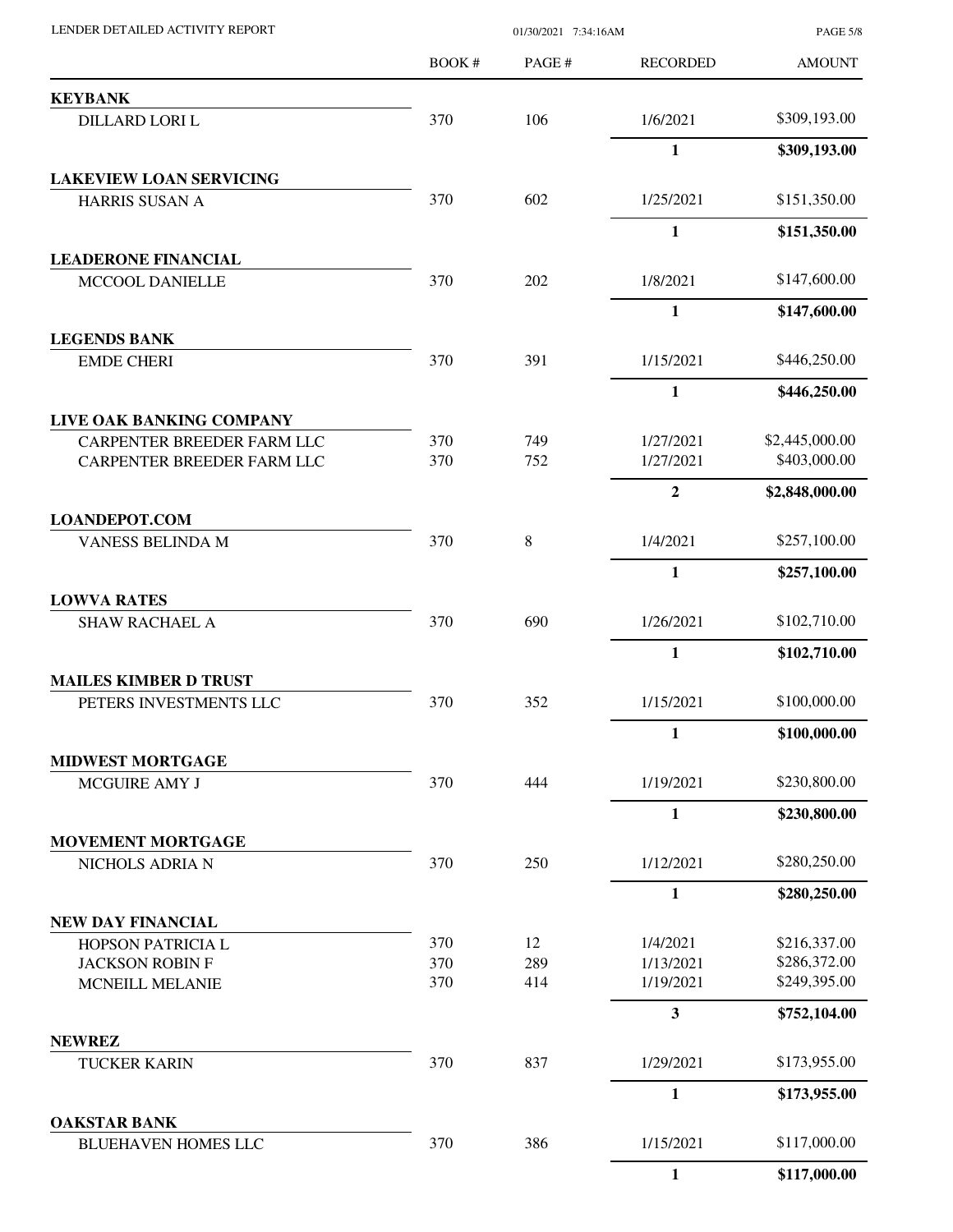| | BOOK # | PAGE # | RECORDED | AMOUNT |
|---|---|---|---|---|
| **KEYBANK** | | | | |
| DILLARD LORI L | 370 | 106 | 1/6/2021 | $309,193.00 |
| | | | **1** | **$309,193.00** |
| **LAKEVIEW LOAN SERVICING** | | | | |
| HARRIS SUSAN A | 370 | 602 | 1/25/2021 | $151,350.00 |
| | | | **1** | **$151,350.00** |
| **LEADERONE FINANCIAL** | | | | |
| MCCOOL DANIELLE | 370 | 202 | 1/8/2021 | $147,600.00 |
| | | | **1** | **$147,600.00** |
| **LEGENDS BANK** | | | | |
| EMDE CHERI | 370 | 391 | 1/15/2021 | $446,250.00 |
| | | | **1** | **$446,250.00** |
| **LIVE OAK BANKING COMPANY** | | | | |
| CARPENTER BREEDER FARM LLC | 370 | 749 | 1/27/2021 | $2,445,000.00 |
| CARPENTER BREEDER FARM LLC | 370 | 752 | 1/27/2021 | $403,000.00 |
| | | | **2** | **$2,848,000.00** |
| **LOANDEPOT.COM** | | | | |
| VANESS BELINDA M | 370 | 8 | 1/4/2021 | $257,100.00 |
| | | | **1** | **$257,100.00** |
| **LOWVA RATES** | | | | |
| SHAW RACHAEL A | 370 | 690 | 1/26/2021 | $102,710.00 |
| | | | **1** | **$102,710.00** |
| **MAILES KIMBER D TRUST** | | | | |
| PETERS INVESTMENTS LLC | 370 | 352 | 1/15/2021 | $100,000.00 |
| | | | **1** | **$100,000.00** |
| **MIDWEST MORTGAGE** | | | | |
| MCGUIRE AMY J | 370 | 444 | 1/19/2021 | $230,800.00 |
| | | | **1** | **$230,800.00** |
| **MOVEMENT MORTGAGE** | | | | |
| NICHOLS ADRIA N | 370 | 250 | 1/12/2021 | $280,250.00 |
| | | | **1** | **$280,250.00** |
| **NEW DAY FINANCIAL** | | | | |
| HOPSON PATRICIA L | 370 | 12 | 1/4/2021 | $216,337.00 |
| JACKSON ROBIN F | 370 | 289 | 1/13/2021 | $286,372.00 |
| MCNEILL MELANIE | 370 | 414 | 1/19/2021 | $249,395.00 |
| | | | **3** | **$752,104.00** |
| **NEWREZ** | | | | |
| TUCKER KARIN | 370 | 837 | 1/29/2021 | $173,955.00 |
| | | | **1** | **$173,955.00** |
| **OAKSTAR BANK** | | | | |
| BLUEHAVEN HOMES LLC | 370 | 386 | 1/15/2021 | $117,000.00 |
| | | | **1** | **$117,000.00** |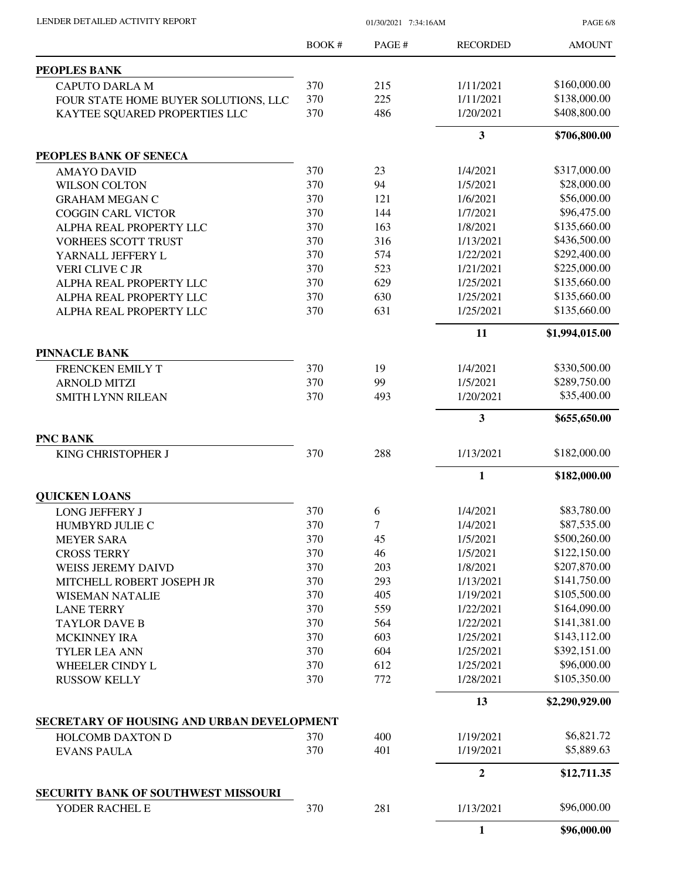| | BOOK # | PAGE # | RECORDED | AMOUNT |
|---|---|---|---|---|
| **PEOPLES BANK** | | | | |
| CAPUTO DARLA M | 370 | 215 | 1/11/2021 | $160,000.00 |
| FOUR STATE HOME BUYER SOLUTIONS, LLC | 370 | 225 | 1/11/2021 | $138,000.00 |
| KAYTEE SQUARED PROPERTIES LLC | 370 | 486 | 1/20/2021 | $408,800.00 |
| | | | **3** | **$706,800.00** |
| **PEOPLES BANK OF SENECA** | | | | |
| AMAYO DAVID | 370 | 23 | 1/4/2021 | $317,000.00 |
| WILSON COLTON | 370 | 94 | 1/5/2021 | $28,000.00 |
| GRAHAM MEGAN C | 370 | 121 | 1/6/2021 | $56,000.00 |
| COGGIN CARL VICTOR | 370 | 144 | 1/7/2021 | $96,475.00 |
| ALPHA REAL PROPERTY LLC | 370 | 163 | 1/8/2021 | $135,660.00 |
| VORHEES SCOTT TRUST | 370 | 316 | 1/13/2021 | $436,500.00 |
| YARNALL JEFFERY L | 370 | 574 | 1/22/2021 | $292,400.00 |
| VERI CLIVE C JR | 370 | 523 | 1/21/2021 | $225,000.00 |
| ALPHA REAL PROPERTY LLC | 370 | 629 | 1/25/2021 | $135,660.00 |
| ALPHA REAL PROPERTY LLC | 370 | 630 | 1/25/2021 | $135,660.00 |
| ALPHA REAL PROPERTY LLC | 370 | 631 | 1/25/2021 | $135,660.00 |
| | | | **11** | **$1,994,015.00** |
| **PINNACLE BANK** | | | | |
| FRENCKEN EMILY T | 370 | 19 | 1/4/2021 | $330,500.00 |
| ARNOLD MITZI | 370 | 99 | 1/5/2021 | $289,750.00 |
| SMITH LYNN RILEAN | 370 | 493 | 1/20/2021 | $35,400.00 |
| | | | **3** | **$655,650.00** |
| **PNC BANK** | | | | |
| KING CHRISTOPHER J | 370 | 288 | 1/13/2021 | $182,000.00 |
| | | | **1** | **$182,000.00** |
| **QUICKEN LOANS** | | | | |
| LONG JEFFERY J | 370 | 6 | 1/4/2021 | $83,780.00 |
| HUMBYRD JULIE C | 370 | 7 | 1/4/2021 | $87,535.00 |
| MEYER SARA | 370 | 45 | 1/5/2021 | $500,260.00 |
| CROSS TERRY | 370 | 46 | 1/5/2021 | $122,150.00 |
| WEISS JEREMY DAIVD | 370 | 203 | 1/8/2021 | $207,870.00 |
| MITCHELL ROBERT JOSEPH JR | 370 | 293 | 1/13/2021 | $141,750.00 |
| WISEMAN NATALIE | 370 | 405 | 1/19/2021 | $105,500.00 |
| LANE TERRY | 370 | 559 | 1/22/2021 | $164,090.00 |
| TAYLOR DAVE B | 370 | 564 | 1/22/2021 | $141,381.00 |
| MCKINNEY IRA | 370 | 603 | 1/25/2021 | $143,112.00 |
| TYLER LEA ANN | 370 | 604 | 1/25/2021 | $392,151.00 |
| WHEELER CINDY L | 370 | 612 | 1/25/2021 | $96,000.00 |
| RUSSOW KELLY | 370 | 772 | 1/28/2021 | $105,350.00 |
| | | | **13** | **$2,290,929.00** |
| **SECRETARY OF HOUSING AND URBAN DEVELOPMENT** | | | | |
| HOLCOMB DAXTON D | 370 | 400 | 1/19/2021 | $6,821.72 |
| EVANS PAULA | 370 | 401 | 1/19/2021 | $5,889.63 |
| | | | **2** | **$12,711.35** |
| **SECURITY BANK OF SOUTHWEST MISSOURI** | | | | |
| YODER RACHEL E | 370 | 281 | 1/13/2021 | $96,000.00 |
| | | | **1** | **$96,000.00** |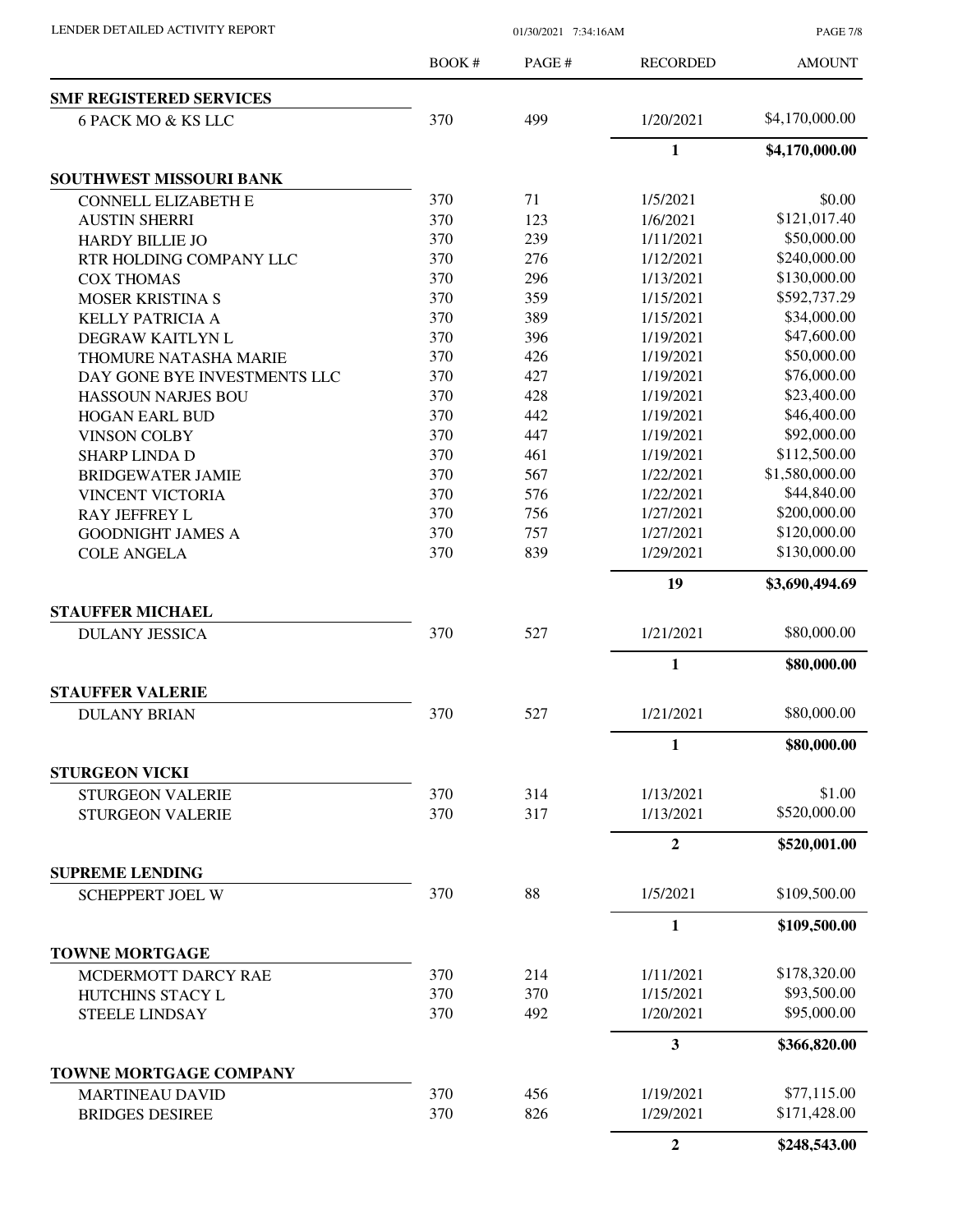| | BOOK # | PAGE # | RECORDED | AMOUNT |
|---|---|---|---|---|
| **SMF REGISTERED SERVICES** | | | | |
| 6 PACK MO & KS LLC | 370 | 499 | 1/20/2021 | $4,170,000.00 |
| | | | **1** | **$4,170,000.00** |
| **SOUTHWEST MISSOURI BANK** | | | | |
| CONNELL ELIZABETH E | 370 | 71 | 1/5/2021 | $0.00 |
| AUSTIN SHERRI | 370 | 123 | 1/6/2021 | $121,017.40 |
| HARDY BILLIE JO | 370 | 239 | 1/11/2021 | $50,000.00 |
| RTR HOLDING COMPANY LLC | 370 | 276 | 1/12/2021 | $240,000.00 |
| COX THOMAS | 370 | 296 | 1/13/2021 | $130,000.00 |
| MOSER KRISTINA S | 370 | 359 | 1/15/2021 | $592,737.29 |
| KELLY PATRICIA A | 370 | 389 | 1/15/2021 | $34,000.00 |
| DEGRAW KAITLYN L | 370 | 396 | 1/19/2021 | $47,600.00 |
| THOMURE NATASHA MARIE | 370 | 426 | 1/19/2021 | $50,000.00 |
| DAY GONE BYE INVESTMENTS LLC | 370 | 427 | 1/19/2021 | $76,000.00 |
| HASSOUN NARJES BOU | 370 | 428 | 1/19/2021 | $23,400.00 |
| HOGAN EARL BUD | 370 | 442 | 1/19/2021 | $46,400.00 |
| VINSON COLBY | 370 | 447 | 1/19/2021 | $92,000.00 |
| SHARP LINDA D | 370 | 461 | 1/19/2021 | $112,500.00 |
| BRIDGEWATER JAMIE | 370 | 567 | 1/22/2021 | $1,580,000.00 |
| VINCENT VICTORIA | 370 | 576 | 1/22/2021 | $44,840.00 |
| RAY JEFFREY L | 370 | 756 | 1/27/2021 | $200,000.00 |
| GOODNIGHT JAMES A | 370 | 757 | 1/27/2021 | $120,000.00 |
| COLE ANGELA | 370 | 839 | 1/29/2021 | $130,000.00 |
| | | | **19** | **$3,690,494.69** |
| **STAUFFER MICHAEL** | | | | |
| DULANY JESSICA | 370 | 527 | 1/21/2021 | $80,000.00 |
| | | | **1** | **$80,000.00** |
| **STAUFFER VALERIE** | | | | |
| DULANY BRIAN | 370 | 527 | 1/21/2021 | $80,000.00 |
| | | | **1** | **$80,000.00** |
| **STURGEON VICKI** | | | | |
| STURGEON VALERIE | 370 | 314 | 1/13/2021 | $1.00 |
| STURGEON VALERIE | 370 | 317 | 1/13/2021 | $520,000.00 |
| | | | **2** | **$520,001.00** |
| **SUPREME LENDING** | | | | |
| SCHEPPERT JOEL W | 370 | 88 | 1/5/2021 | $109,500.00 |
| | | | **1** | **$109,500.00** |
| **TOWNE MORTGAGE** | | | | |
| MCDERMOTT DARCY RAE | 370 | 214 | 1/11/2021 | $178,320.00 |
| HUTCHINS STACY L | 370 | 370 | 1/15/2021 | $93,500.00 |
| STEELE LINDSAY | 370 | 492 | 1/20/2021 | $95,000.00 |
| | | | **3** | **$366,820.00** |
| **TOWNE MORTGAGE COMPANY** | | | | |
| MARTINEAU DAVID | 370 | 456 | 1/19/2021 | $77,115.00 |
| BRIDGES DESIREE | 370 | 826 | 1/29/2021 | $171,428.00 |
| | | | **2** | **$248,543.00** |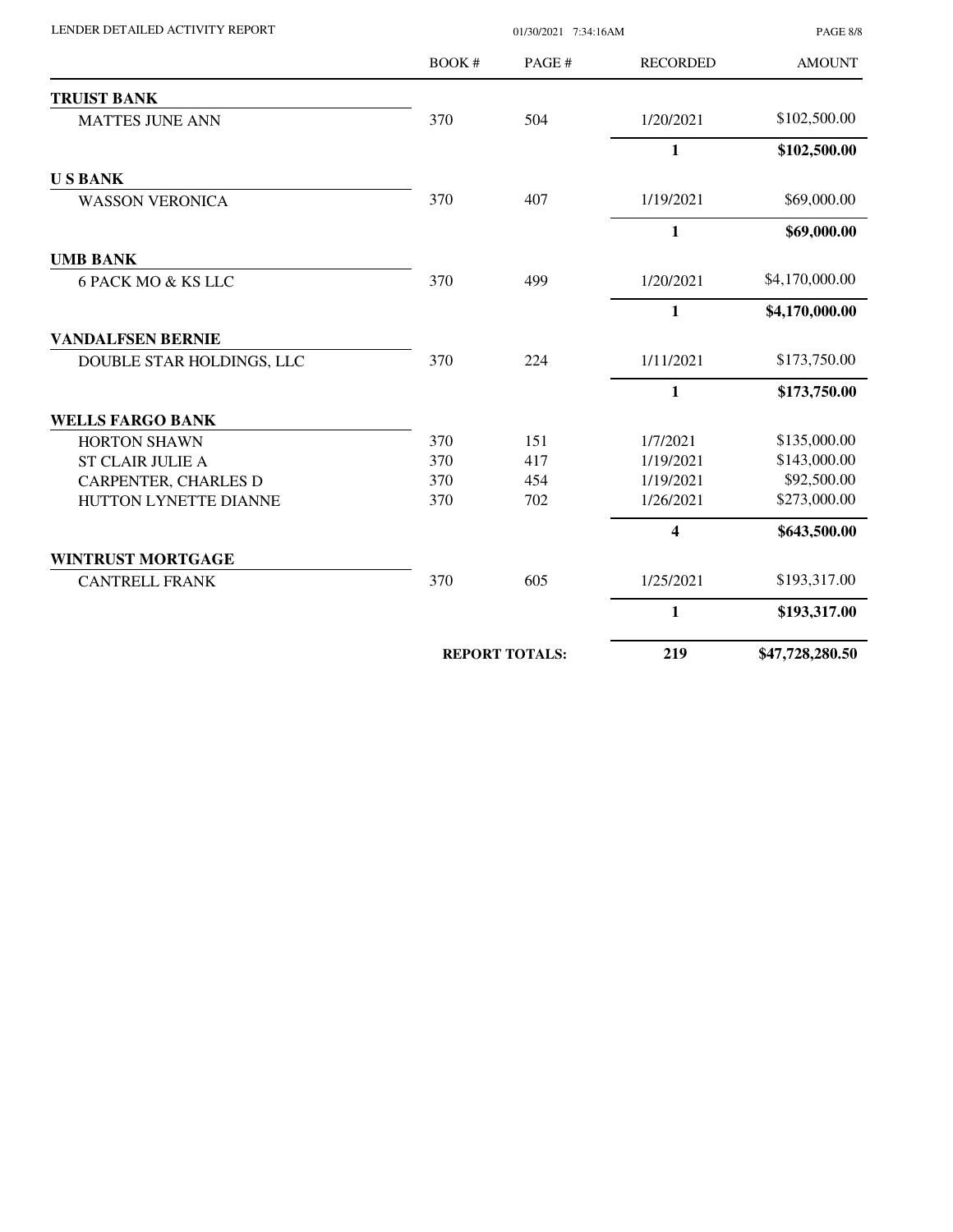| | BOOK # | PAGE # | RECORDED | AMOUNT |
|---|---|---|---|---|
| **TRUIST BANK** | | | | |
| MATTES JUNE ANN | 370 | 504 | 1/20/2021 | $102,500.00 |
| | | | **1** | **$102,500.00** |
| **U S BANK** | | | | |
| WASSON VERONICA | 370 | 407 | 1/19/2021 | $69,000.00 |
| | | | **1** | **$69,000.00** |
| **UMB BANK** | | | | |
| 6 PACK MO & KS LLC | 370 | 499 | 1/20/2021 | $4,170,000.00 |
| | | | **1** | **$4,170,000.00** |
| **VANDALFSEN BERNIE** | | | | |
| DOUBLE STAR HOLDINGS, LLC | 370 | 224 | 1/11/2021 | $173,750.00 |
| | | | **1** | **$173,750.00** |
| **WELLS FARGO BANK** | | | | |
| HORTON SHAWN | 370 | 151 | 1/7/2021 | $135,000.00 |
| ST CLAIR JULIE A | 370 | 417 | 1/19/2021 | $143,000.00 |
| CARPENTER, CHARLES D | 370 | 454 | 1/19/2021 | $92,500.00 |
| HUTTON LYNETTE DIANNE | 370 | 702 | 1/26/2021 | $273,000.00 |
| | | | **4** | **$643,500.00** |
| **WINTRUST MORTGAGE** | | | | |
| CANTRELL FRANK | 370 | 605 | 1/25/2021 | $193,317.00 |
| | | | **1** | **$193,317.00** |
| | **REPORT TOTALS:** | | **219** | **$47,728,280.50** |